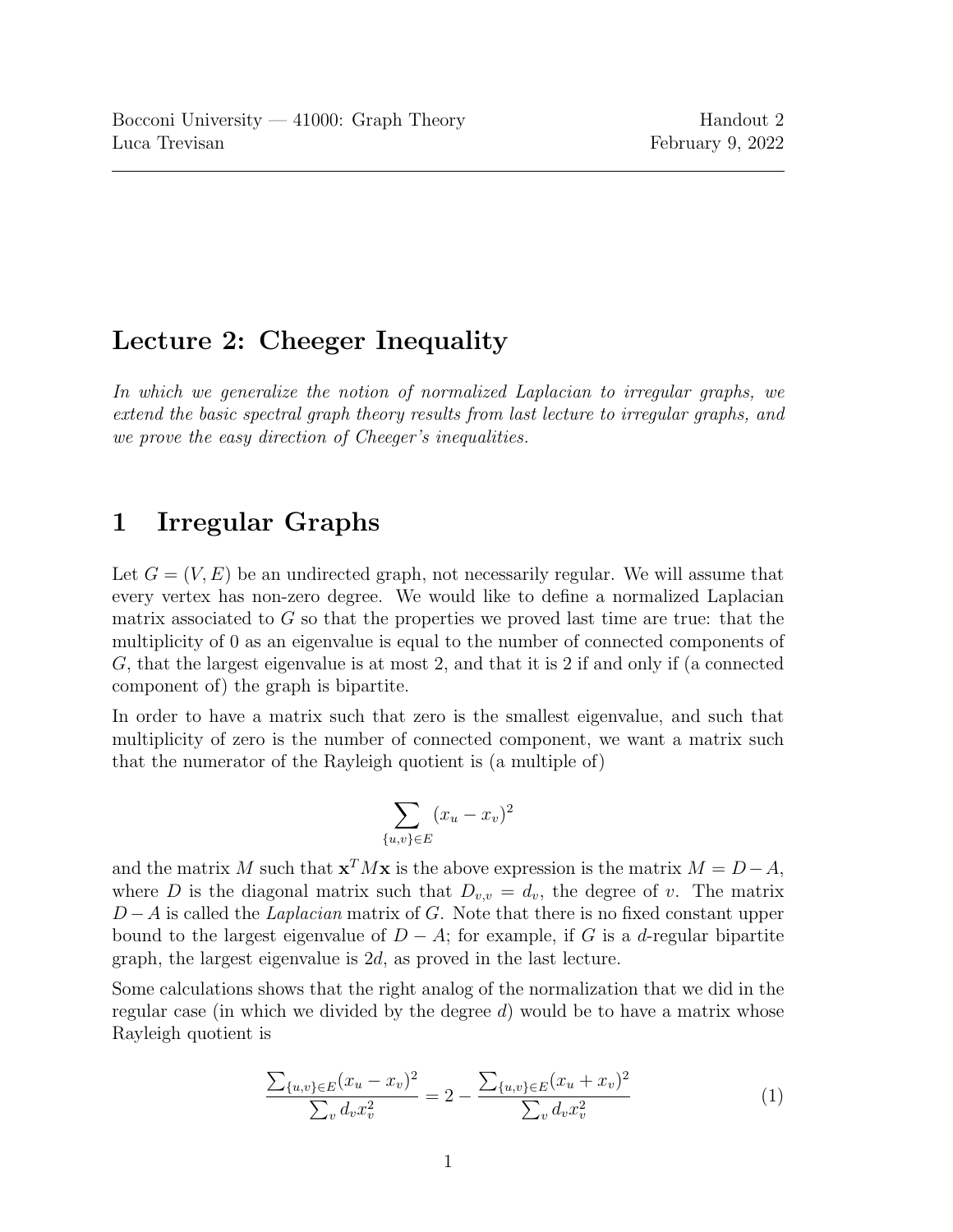Bocconi University — 41000: Graph Theory
Luca Trevisan

Handout 2
February 9, 2022

# Lecture 2: Cheeger Inequality

*In which we generalize the notion of normalized Laplacian to irregular graphs, we extend the basic spectral graph theory results from last lecture to irregular graphs, and we prove the easy direction of Cheeger's inequalities.*

## 1 Irregular Graphs

Let $G = (V, E)$ be an undirected graph, not necessarily regular. We will assume that every vertex has non-zero degree. We would like to define a normalized Laplacian matrix associated to $G$ so that the properties we proved last time are true: that the multiplicity of 0 as an eigenvalue is equal to the number of connected components of $G$, that the largest eigenvalue is at most 2, and that it is 2 if and only if (a connected component of) the graph is bipartite.

In order to have a matrix such that zero is the smallest eigenvalue, and such that multiplicity of zero is the number of connected component, we want a matrix such that the numerator of the Rayleigh quotient is (a multiple of)

$$\sum_{\{u,v\} \in E} (x_u - x_v)^2$$

and the matrix $M$ such that $\mathbf{x}^T M \mathbf{x}$ is the above expression is the matrix $M = D - A$, where $D$ is the diagonal matrix such that $D_{v,v} = d_v$, the degree of $v$. The matrix $D - A$ is called the *Laplacian* matrix of $G$. Note that there is no fixed constant upper bound to the largest eigenvalue of $D - A$; for example, if $G$ is a $d$-regular bipartite graph, the largest eigenvalue is $2d$, as proved in the last lecture.

Some calculations shows that the right analog of the normalization that we did in the regular case (in which we divided by the degree $d$) would be to have a matrix whose Rayleigh quotient is

$$\frac{\sum_{\{u,v\} \in E} (x_u - x_v)^2}{\sum_v d_v x_v^2} = 2 - \frac{\sum_{\{u,v\} \in E} (x_u + x_v)^2}{\sum_v d_v x_v^2} \tag{1}$$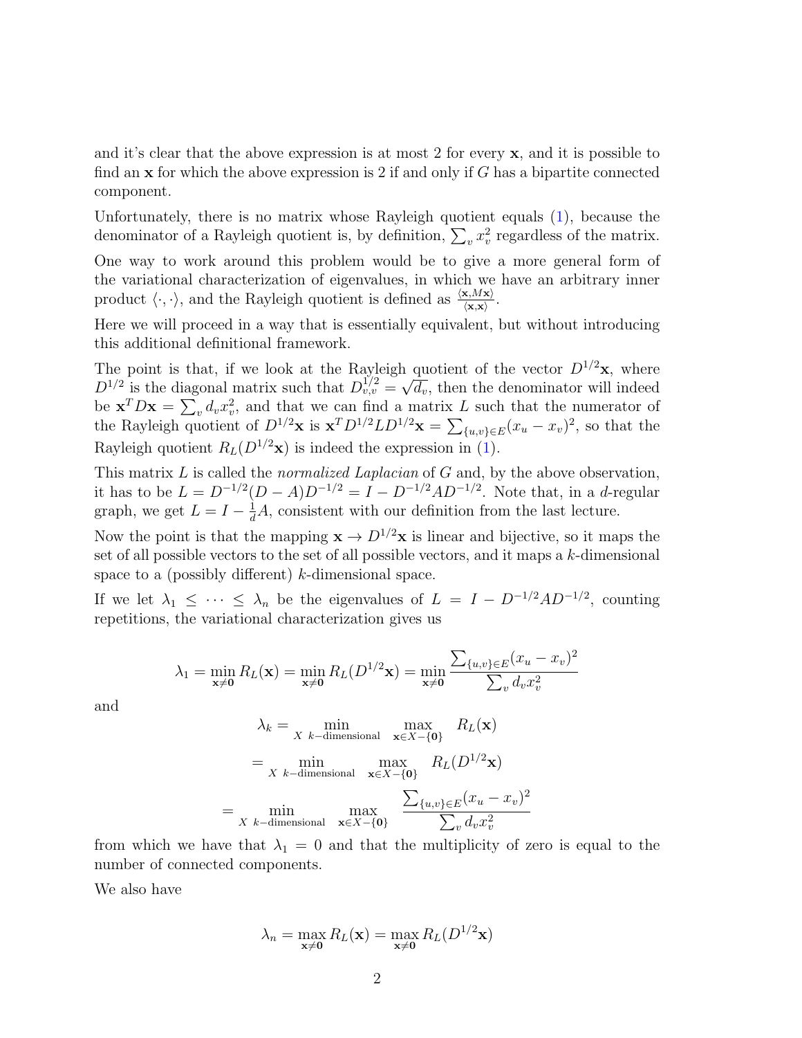and it's clear that the above expression is at most 2 for every $\mathbf{x}$, and it is possible to find an $\mathbf{x}$ for which the above expression is 2 if and only if $G$ has a bipartite connected component.

Unfortunately, there is no matrix whose Rayleigh quotient equals (1), because the denominator of a Rayleigh quotient is, by definition, $\sum_v x_v^2$ regardless of the matrix.

One way to work around this problem would be to give a more general form of the variational characterization of eigenvalues, in which we have an arbitrary inner product $\langle \cdot, \cdot \rangle$, and the Rayleigh quotient is defined as $\frac{\langle \mathbf{x}, M\mathbf{x} \rangle}{\langle \mathbf{x}, \mathbf{x} \rangle}$.

Here we will proceed in a way that is essentially equivalent, but without introducing this additional definitional framework.

The point is that, if we look at the Rayleigh quotient of the vector $D^{1/2}\mathbf{x}$, where $D^{1/2}$ is the diagonal matrix such that $D^{1/2}_{v,v} = \sqrt{d_v}$, then the denominator will indeed be $\mathbf{x}^T D \mathbf{x} = \sum_v d_v x_v^2$, and that we can find a matrix $L$ such that the numerator of the Rayleigh quotient of $D^{1/2}\mathbf{x}$ is $\mathbf{x}^T D^{1/2} L D^{1/2} \mathbf{x} = \sum_{\{u,v\} \in E} (x_u - x_v)^2$, so that the Rayleigh quotient $R_L(D^{1/2}\mathbf{x})$ is indeed the expression in (1).

This matrix $L$ is called the *normalized Laplacian* of $G$ and, by the above observation, it has to be $L = D^{-1/2}(D - A)D^{-1/2} = I - D^{-1/2}AD^{-1/2}$. Note that, in a $d$-regular graph, we get $L = I - \frac{1}{d}A$, consistent with our definition from the last lecture.

Now the point is that the mapping $\mathbf{x} \to D^{1/2}\mathbf{x}$ is linear and bijective, so it maps the set of all possible vectors to the set of all possible vectors, and it maps a $k$-dimensional space to a (possibly different) $k$-dimensional space.

If we let $\lambda_1 \leq \cdots \leq \lambda_n$ be the eigenvalues of $L = I - D^{-1/2}AD^{-1/2}$, counting repetitions, the variational characterization gives us

$$\lambda_1 = \min_{\mathbf{x} \neq \mathbf{0}} R_L(\mathbf{x}) = \min_{\mathbf{x} \neq \mathbf{0}} R_L(D^{1/2}\mathbf{x}) = \min_{\mathbf{x} \neq \mathbf{0}} \frac{\sum_{\{u,v\} \in E} (x_u - x_v)^2}{\sum_v d_v x_v^2}$$

and

$$\begin{aligned}
\lambda_k &= \min_{X \ k-\text{dimensional}} \ \max_{\mathbf{x} \in X - \{\mathbf{0}\}} \ R_L(\mathbf{x}) \\
&= \min_{X \ k-\text{dimensional}} \ \max_{\mathbf{x} \in X - \{\mathbf{0}\}} \ R_L(D^{1/2}\mathbf{x}) \\
&= \min_{X \ k-\text{dimensional}} \ \max_{\mathbf{x} \in X - \{\mathbf{0}\}} \ \frac{\sum_{\{u,v\} \in E} (x_u - x_v)^2}{\sum_v d_v x_v^2}
\end{aligned}$$

from which we have that $\lambda_1 = 0$ and that the multiplicity of zero is equal to the number of connected components.

We also have

$$\lambda_n = \max_{\mathbf{x} \neq \mathbf{0}} R_L(\mathbf{x}) = \max_{\mathbf{x} \neq \mathbf{0}} R_L(D^{1/2}\mathbf{x})$$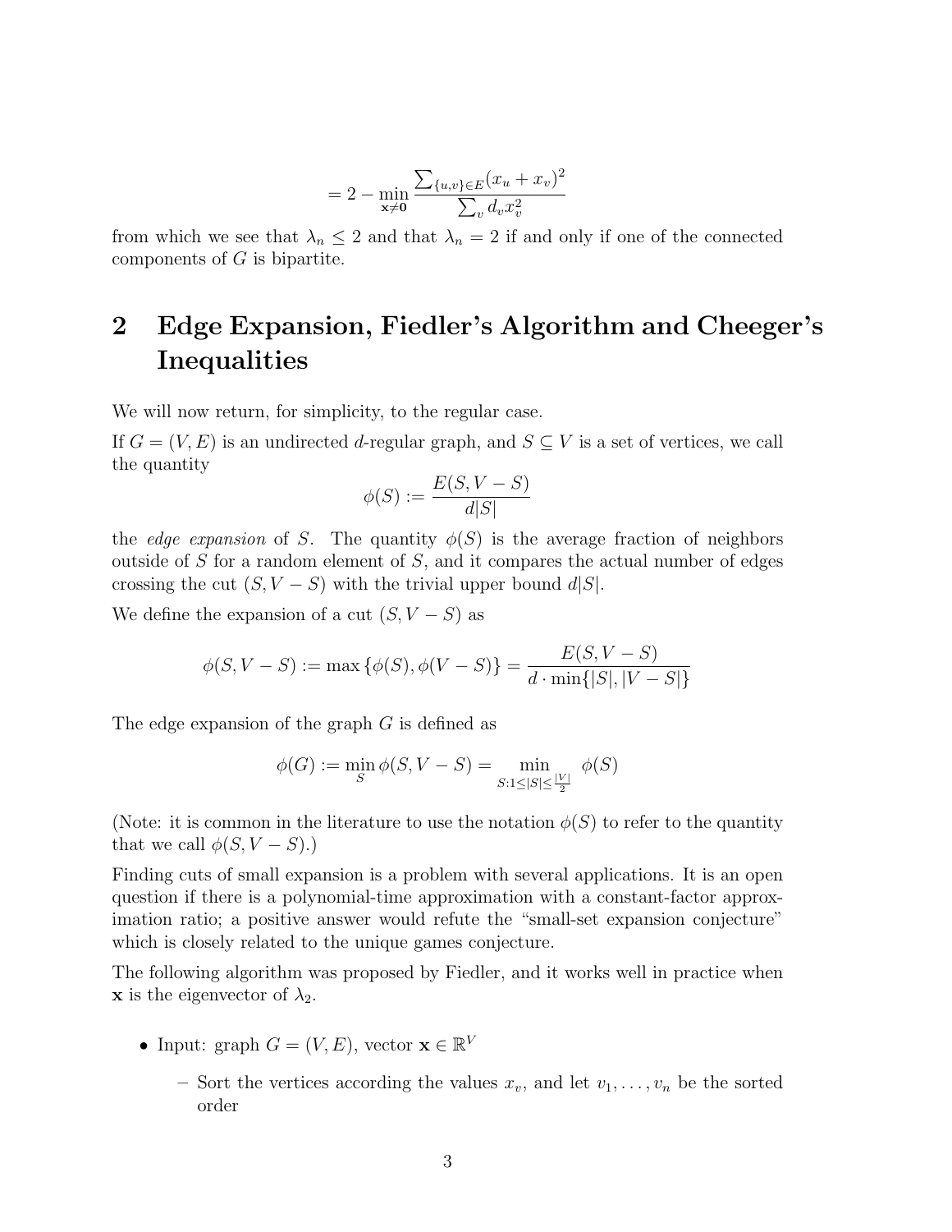$$= 2 - \min_{\mathbf{x} \neq \mathbf{0}} \frac{\sum_{\{u,v\} \in E} (x_u + x_v)^2}{\sum_v d_v x_v^2}$$

from which we see that $\lambda_n \leq 2$ and that $\lambda_n = 2$ if and only if one of the connected components of $G$ is bipartite.

## 2 Edge Expansion, Fiedler's Algorithm and Cheeger's Inequalities

We will now return, for simplicity, to the regular case.

If $G = (V, E)$ is an undirected $d$-regular graph, and $S \subseteq V$ is a set of vertices, we call the quantity

$$\phi(S) := \frac{E(S, V - S)}{d|S|}$$

the *edge expansion* of $S$. The quantity $\phi(S)$ is the average fraction of neighbors outside of $S$ for a random element of $S$, and it compares the actual number of edges crossing the cut $(S, V - S)$ with the trivial upper bound $d|S|$.

We define the expansion of a cut $(S, V - S)$ as

$$\phi(S, V - S) := \max \{\phi(S), \phi(V - S)\} = \frac{E(S, V - S)}{d \cdot \min\{|S|, |V - S|\}}$$

The edge expansion of the graph $G$ is defined as

$$\phi(G) := \min_S \phi(S, V - S) = \min_{S : 1 \leq |S| \leq \frac{|V|}{2}} \phi(S)$$

(Note: it is common in the literature to use the notation $\phi(S)$ to refer to the quantity that we call $\phi(S, V - S)$.)

Finding cuts of small expansion is a problem with several applications. It is an open question if there is a polynomial-time approximation with a constant-factor approximation ratio; a positive answer would refute the "small-set expansion conjecture" which is closely related to the unique games conjecture.

The following algorithm was proposed by Fiedler, and it works well in practice when $\mathbf{x}$ is the eigenvector of $\lambda_2$.

- Input: graph $G = (V, E)$, vector $\mathbf{x} \in \mathbb{R}^V$
  - Sort the vertices according the values $x_v$, and let $v_1, \ldots, v_n$ be the sorted order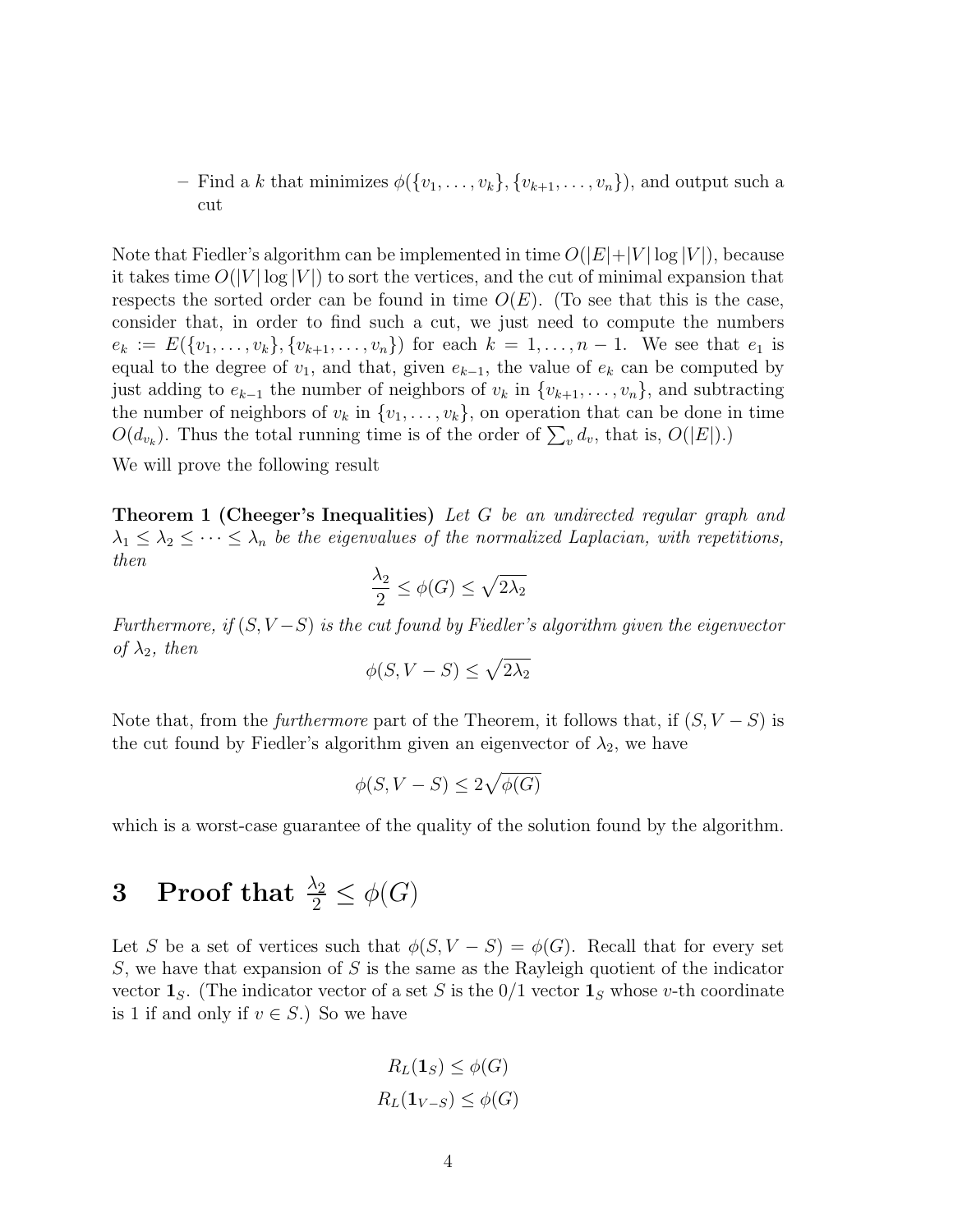– Find a $k$ that minimizes $\phi(\{v_1, \ldots, v_k\}, \{v_{k+1}, \ldots, v_n\})$, and output such a cut

Note that Fiedler's algorithm can be implemented in time $O(|E|+|V|\log|V|)$, because it takes time $O(|V|\log|V|)$ to sort the vertices, and the cut of minimal expansion that respects the sorted order can be found in time $O(E)$. (To see that this is the case, consider that, in order to find such a cut, we just need to compute the numbers $e_k := E(\{v_1, \ldots, v_k\}, \{v_{k+1}, \ldots, v_n\})$ for each $k = 1, \ldots, n-1$. We see that $e_1$ is equal to the degree of $v_1$, and that, given $e_{k-1}$, the value of $e_k$ can be computed by just adding to $e_{k-1}$ the number of neighbors of $v_k$ in $\{v_{k+1}, \ldots, v_n\}$, and subtracting the number of neighbors of $v_k$ in $\{v_1, \ldots, v_k\}$, on operation that can be done in time $O(d_{v_k})$. Thus the total running time is of the order of $\sum_v d_v$, that is, $O(|E|)$.)

We will prove the following result

**Theorem 1 (Cheeger's Inequalities)** *Let $G$ be an undirected regular graph and $\lambda_1 \leq \lambda_2 \leq \cdots \leq \lambda_n$ be the eigenvalues of the normalized Laplacian, with repetitions, then*

$$\frac{\lambda_2}{2} \leq \phi(G) \leq \sqrt{2\lambda_2}$$

*Furthermore, if $(S, V-S)$ is the cut found by Fiedler's algorithm given the eigenvector of $\lambda_2$, then*

$$\phi(S, V-S) \leq \sqrt{2\lambda_2}$$

Note that, from the *furthermore* part of the Theorem, it follows that, if $(S, V-S)$ is the cut found by Fiedler's algorithm given an eigenvector of $\lambda_2$, we have

$$\phi(S, V-S) \leq 2\sqrt{\phi(G)}$$

which is a worst-case guarantee of the quality of the solution found by the algorithm.

# 3 Proof that $\frac{\lambda_2}{2} \leq \phi(G)$

Let $S$ be a set of vertices such that $\phi(S, V-S) = \phi(G)$. Recall that for every set $S$, we have that expansion of $S$ is the same as the Rayleigh quotient of the indicator vector $\mathbf{1}_S$. (The indicator vector of a set $S$ is the 0/1 vector $\mathbf{1}_S$ whose $v$-th coordinate is 1 if and only if $v \in S$.) So we have

$$R_L(\mathbf{1}_S) \leq \phi(G)$$
$$R_L(\mathbf{1}_{V-S}) \leq \phi(G)$$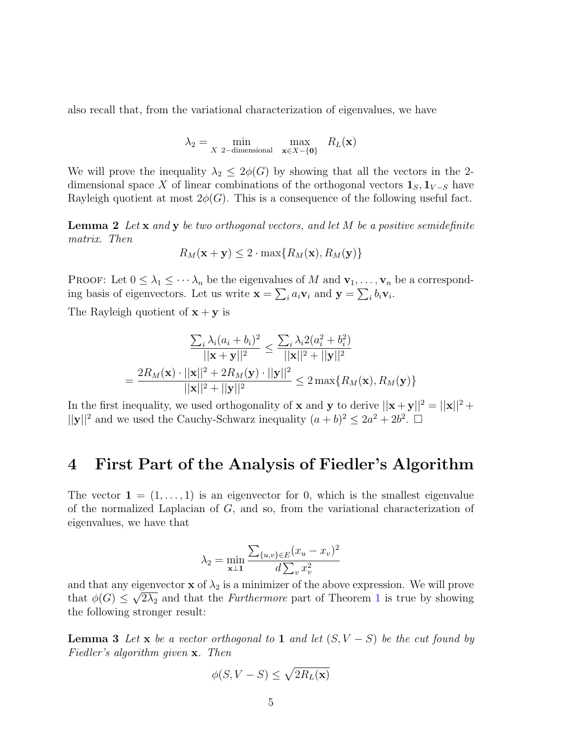also recall that, from the variational characterization of eigenvalues, we have

$$\lambda_2 = \min_{X \text{ 2-dimensional}} \max_{\mathbf{x} \in X - \{\mathbf{0}\}} R_L(\mathbf{x})$$

We will prove the inequality $\lambda_2 \leq 2\phi(G)$ by showing that all the vectors in the 2-dimensional space $X$ of linear combinations of the orthogonal vectors $\mathbf{1}_S, \mathbf{1}_{V-S}$ have Rayleigh quotient at most $2\phi(G)$. This is a consequence of the following useful fact.

**Lemma 2** *Let $\mathbf{x}$ and $\mathbf{y}$ be two orthogonal vectors, and let $M$ be a positive semidefinite matrix. Then*

$$R_M(\mathbf{x} + \mathbf{y}) \leq 2 \cdot \max\{R_M(\mathbf{x}), R_M(\mathbf{y})\}$$

Proof: Let $0 \leq \lambda_1 \leq \cdots \lambda_n$ be the eigenvalues of $M$ and $\mathbf{v}_1, \ldots, \mathbf{v}_n$ be a corresponding basis of eigenvectors. Let us write $\mathbf{x} = \sum_i a_i \mathbf{v}_i$ and $\mathbf{y} = \sum_i b_i \mathbf{v}_i$.

The Rayleigh quotient of $\mathbf{x} + \mathbf{y}$ is

$$\frac{\sum_i \lambda_i (a_i + b_i)^2}{||\mathbf{x} + \mathbf{y}||^2} \leq \frac{\sum_i \lambda_i 2(a_i^2 + b_i^2)}{||\mathbf{x}||^2 + ||\mathbf{y}||^2}$$

$$= \frac{2R_M(\mathbf{x}) \cdot ||\mathbf{x}||^2 + 2R_M(\mathbf{y}) \cdot ||\mathbf{y}||^2}{||\mathbf{x}||^2 + ||\mathbf{y}||^2} \leq 2 \max\{R_M(\mathbf{x}), R_M(\mathbf{y})\}$$

In the first inequality, we used orthogonality of $\mathbf{x}$ and $\mathbf{y}$ to derive $||\mathbf{x}+\mathbf{y}||^2 = ||\mathbf{x}||^2 + ||\mathbf{y}||^2$ and we used the Cauchy-Schwarz inequality $(a+b)^2 \leq 2a^2 + 2b^2$. □

# 4 First Part of the Analysis of Fiedler's Algorithm

The vector $\mathbf{1} = (1, \ldots, 1)$ is an eigenvector for 0, which is the smallest eigenvalue of the normalized Laplacian of $G$, and so, from the variational characterization of eigenvalues, we have that

$$\lambda_2 = \min_{\mathbf{x} \perp \mathbf{1}} \frac{\sum_{\{u,v\} \in E} (x_u - x_v)^2}{d \sum_v x_v^2}$$

and that any eigenvector $\mathbf{x}$ of $\lambda_2$ is a minimizer of the above expression. We will prove that $\phi(G) \leq \sqrt{2\lambda_2}$ and that the *Furthermore* part of Theorem 1 is true by showing the following stronger result:

**Lemma 3** *Let $\mathbf{x}$ be a vector orthogonal to $\mathbf{1}$ and let $(S, V-S)$ be the cut found by Fiedler's algorithm given $\mathbf{x}$. Then*

$$\phi(S, V-S) \leq \sqrt{2R_L(\mathbf{x})}$$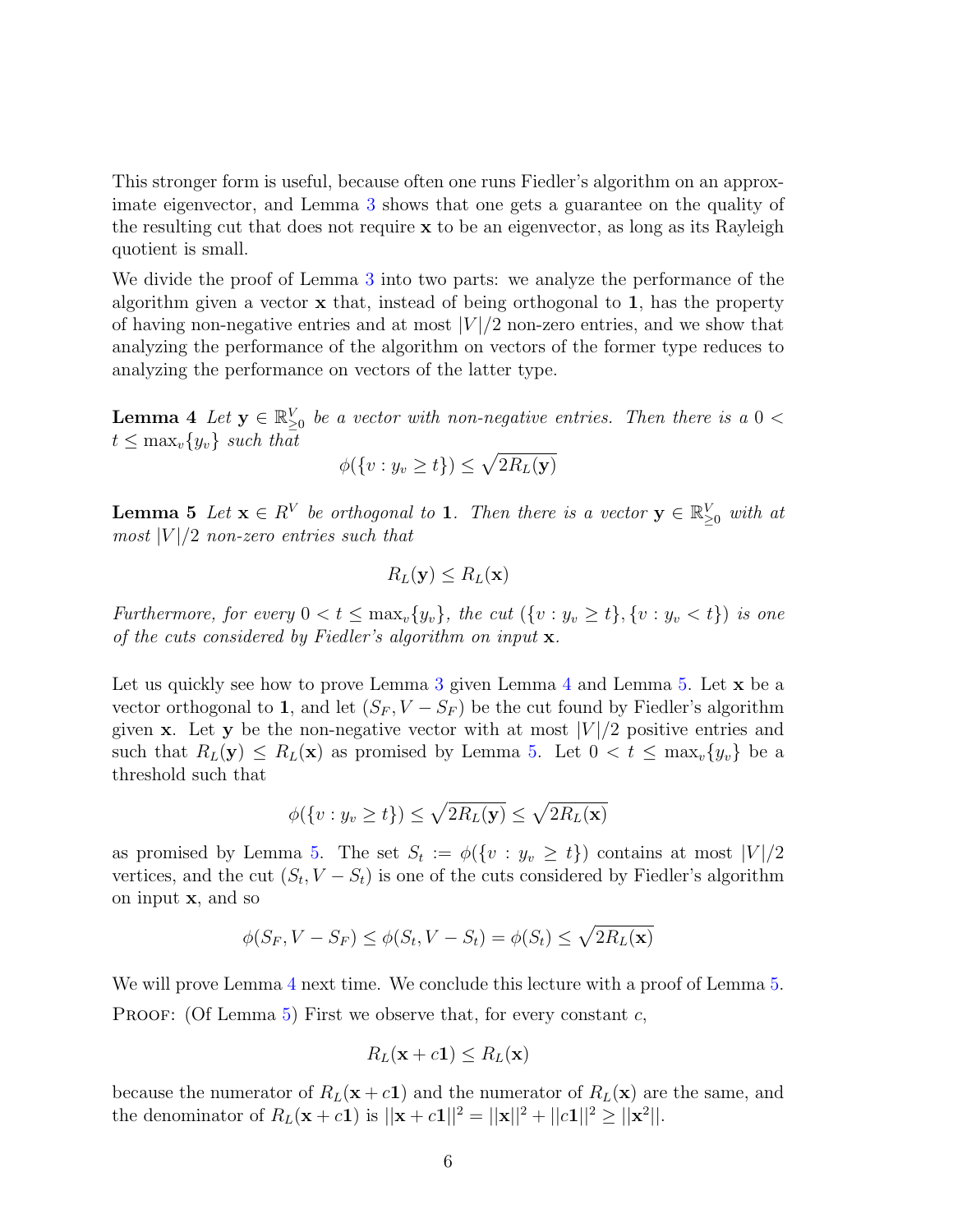This stronger form is useful, because often one runs Fiedler's algorithm on an approximate eigenvector, and Lemma 3 shows that one gets a guarantee on the quality of the resulting cut that does not require $\mathbf{x}$ to be an eigenvector, as long as its Rayleigh quotient is small.

We divide the proof of Lemma 3 into two parts: we analyze the performance of the algorithm given a vector $\mathbf{x}$ that, instead of being orthogonal to $\mathbf{1}$, has the property of having non-negative entries and at most $|V|/2$ non-zero entries, and we show that analyzing the performance of the algorithm on vectors of the former type reduces to analyzing the performance on vectors of the latter type.

**Lemma 4** *Let $\mathbf{y} \in \mathbb{R}^V_{\geq 0}$ be a vector with non-negative entries. Then there is a $0 < t \leq \max_v\{y_v\}$ such that*

$$\phi(\{v : y_v \geq t\}) \leq \sqrt{2R_L(\mathbf{y})}$$

**Lemma 5** *Let $\mathbf{x} \in R^V$ be orthogonal to $\mathbf{1}$. Then there is a vector $\mathbf{y} \in \mathbb{R}^V_{\geq 0}$ with at most $|V|/2$ non-zero entries such that*

$$R_L(\mathbf{y}) \leq R_L(\mathbf{x})$$

*Furthermore, for every $0 < t \leq \max_v\{y_v\}$, the cut $(\{v : y_v \geq t\}, \{v : y_v < t\})$ is one of the cuts considered by Fiedler's algorithm on input $\mathbf{x}$.*

Let us quickly see how to prove Lemma 3 given Lemma 4 and Lemma 5. Let $\mathbf{x}$ be a vector orthogonal to $\mathbf{1}$, and let $(S_F, V - S_F)$ be the cut found by Fiedler's algorithm given $\mathbf{x}$. Let $\mathbf{y}$ be the non-negative vector with at most $|V|/2$ positive entries and such that $R_L(\mathbf{y}) \leq R_L(\mathbf{x})$ as promised by Lemma 5. Let $0 < t \leq \max_v\{y_v\}$ be a threshold such that

$$\phi(\{v : y_v \geq t\}) \leq \sqrt{2R_L(\mathbf{y})} \leq \sqrt{2R_L(\mathbf{x})}$$

as promised by Lemma 5. The set $S_t := \phi(\{v : y_v \geq t\})$ contains at most $|V|/2$ vertices, and the cut $(S_t, V - S_t)$ is one of the cuts considered by Fiedler's algorithm on input $\mathbf{x}$, and so

$$\phi(S_F, V - S_F) \leq \phi(S_t, V - S_t) = \phi(S_t) \leq \sqrt{2R_L(\mathbf{x})}$$

We will prove Lemma 4 next time. We conclude this lecture with a proof of Lemma 5.

Proof: (Of Lemma 5) First we observe that, for every constant $c$,

$$R_L(\mathbf{x} + c\mathbf{1}) \leq R_L(\mathbf{x})$$

because the numerator of $R_L(\mathbf{x} + c\mathbf{1})$ and the numerator of $R_L(\mathbf{x})$ are the same, and the denominator of $R_L(\mathbf{x} + c\mathbf{1})$ is $||\mathbf{x} + c\mathbf{1}||^2 = ||\mathbf{x}||^2 + ||c\mathbf{1}||^2 \geq ||\mathbf{x}^2||$.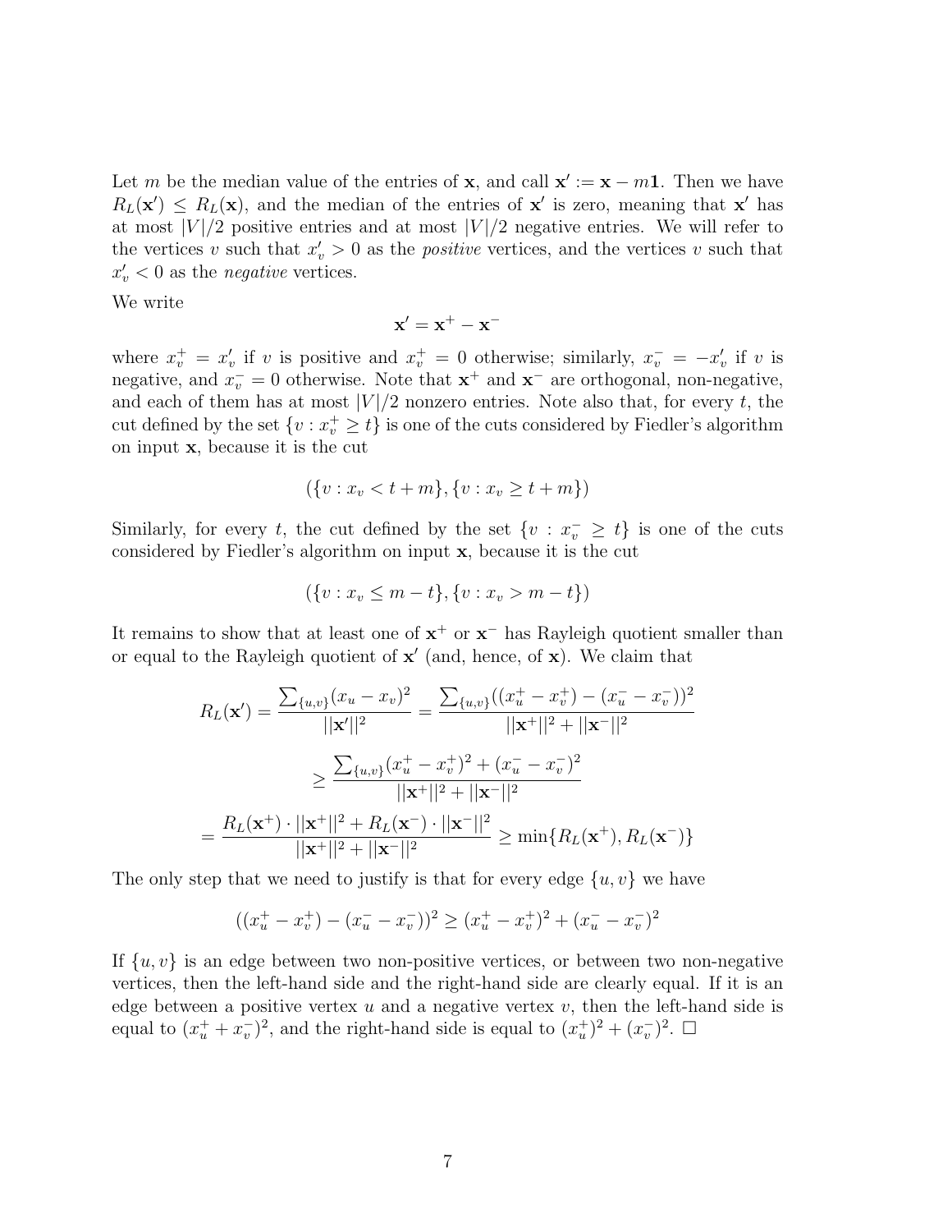Let $m$ be the median value of the entries of $\mathbf{x}$, and call $\mathbf{x}' := \mathbf{x} - m\mathbf{1}$. Then we have $R_L(\mathbf{x}') \leq R_L(\mathbf{x})$, and the median of the entries of $\mathbf{x}'$ is zero, meaning that $\mathbf{x}'$ has at most $|V|/2$ positive entries and at most $|V|/2$ negative entries. We will refer to the vertices $v$ such that $x'_v > 0$ as the *positive* vertices, and the vertices $v$ such that $x'_v < 0$ as the *negative* vertices.

We write

$$\mathbf{x}' = \mathbf{x}^+ - \mathbf{x}^-$$

where $x^+_v = x'_v$ if $v$ is positive and $x^+_v = 0$ otherwise; similarly, $x^-_v = -x'_v$ if $v$ is negative, and $x^-_v = 0$ otherwise. Note that $\mathbf{x}^+$ and $\mathbf{x}^-$ are orthogonal, non-negative, and each of them has at most $|V|/2$ nonzero entries. Note also that, for every $t$, the cut defined by the set $\{v : x^+_v \geq t\}$ is one of the cuts considered by Fiedler's algorithm on input $\mathbf{x}$, because it is the cut

$$(\{v : x_v < t + m\}, \{v : x_v \geq t + m\})$$

Similarly, for every $t$, the cut defined by the set $\{v : x^-_v \geq t\}$ is one of the cuts considered by Fiedler's algorithm on input $\mathbf{x}$, because it is the cut

$$(\{v : x_v \leq m - t\}, \{v : x_v > m - t\})$$

It remains to show that at least one of $\mathbf{x}^+$ or $\mathbf{x}^-$ has Rayleigh quotient smaller than or equal to the Rayleigh quotient of $\mathbf{x}'$ (and, hence, of $\mathbf{x}$). We claim that

$$R_L(\mathbf{x}') = \frac{\sum_{\{u,v\}} (x_u - x_v)^2}{||\mathbf{x}'||^2} = \frac{\sum_{\{u,v\}} ((x^+_u - x^+_v) - (x^-_u - x^-_v))^2}{||\mathbf{x}^+||^2 + ||\mathbf{x}^-||^2}$$

$$\geq \frac{\sum_{\{u,v\}} (x^+_u - x^+_v)^2 + (x^-_u - x^-_v)^2}{||\mathbf{x}^+||^2 + ||\mathbf{x}^-||^2}$$

$$= \frac{R_L(\mathbf{x}^+) \cdot ||\mathbf{x}^+||^2 + R_L(\mathbf{x}^-) \cdot ||\mathbf{x}^-||^2}{||\mathbf{x}^+||^2 + ||\mathbf{x}^-||^2} \geq \min\{R_L(\mathbf{x}^+), R_L(\mathbf{x}^-)\}$$

The only step that we need to justify is that for every edge $\{u, v\}$ we have

$$((x^+_u - x^+_v) - (x^-_u - x^-_v))^2 \geq (x^+_u - x^+_v)^2 + (x^-_u - x^-_v)^2$$

If $\{u, v\}$ is an edge between two non-positive vertices, or between two non-negative vertices, then the left-hand side and the right-hand side are clearly equal. If it is an edge between a positive vertex $u$ and a negative vertex $v$, then the left-hand side is equal to $(x^+_u + x^-_v)^2$, and the right-hand side is equal to $(x^+_u)^2 + (x^-_v)^2$. $\square$